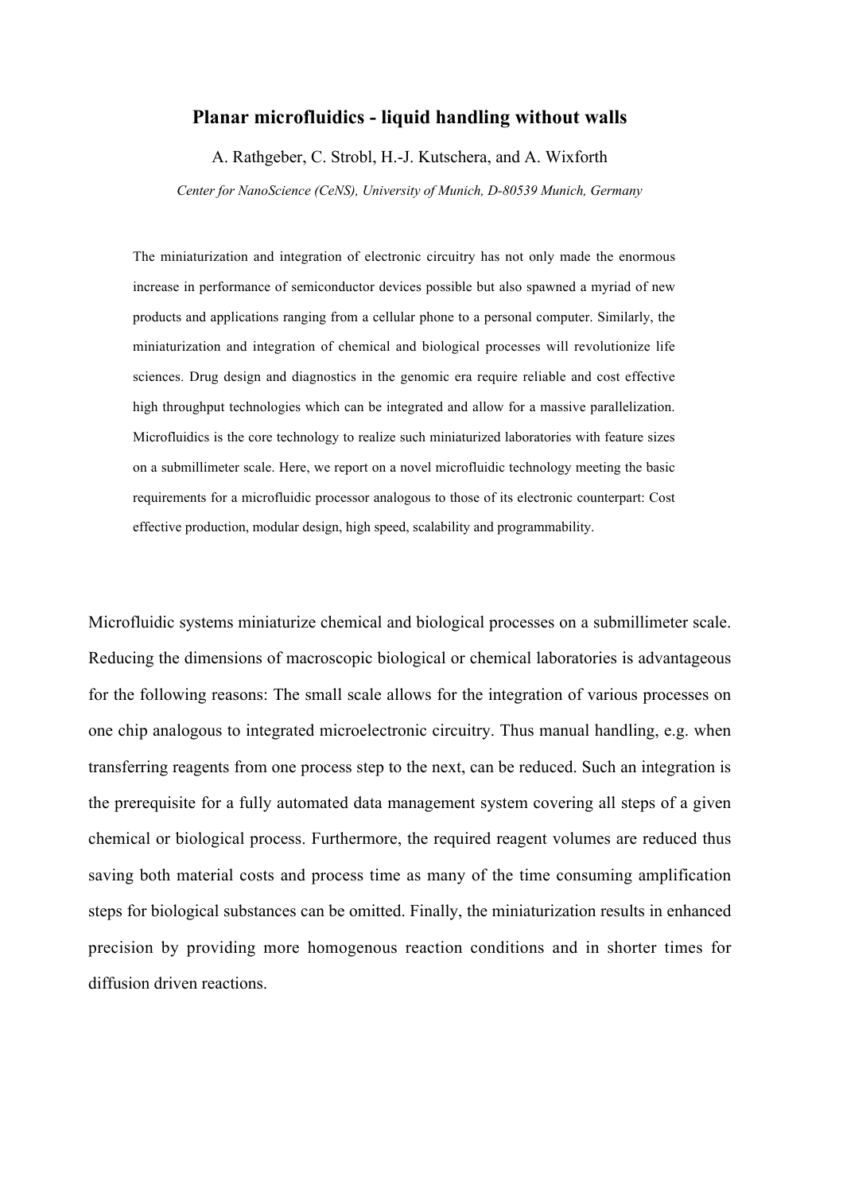# Planar microfluidics - liquid handling without walls

A. Rathgeber, C. Strobl, H.-J. Kutschera, and A. Wixforth

*Center for NanoScience (CeNS), University of Munich, D-80539 Munich, Germany*

The miniaturization and integration of electronic circuitry has not only made the enormous increase in performance of semiconductor devices possible but also spawned a myriad of new products and applications ranging from a cellular phone to a personal computer. Similarly, the miniaturization and integration of chemical and biological processes will revolutionize life sciences. Drug design and diagnostics in the genomic era require reliable and cost effective high throughput technologies which can be integrated and allow for a massive parallelization. Microfluidics is the core technology to realize such miniaturized laboratories with feature sizes on a submillimeter scale. Here, we report on a novel microfluidic technology meeting the basic requirements for a microfluidic processor analogous to those of its electronic counterpart: Cost effective production, modular design, high speed, scalability and programmability.

Microfluidic systems miniaturize chemical and biological processes on a submillimeter scale. Reducing the dimensions of macroscopic biological or chemical laboratories is advantageous for the following reasons: The small scale allows for the integration of various processes on one chip analogous to integrated microelectronic circuitry. Thus manual handling, e.g. when transferring reagents from one process step to the next, can be reduced. Such an integration is the prerequisite for a fully automated data management system covering all steps of a given chemical or biological process. Furthermore, the required reagent volumes are reduced thus saving both material costs and process time as many of the time consuming amplification steps for biological substances can be omitted. Finally, the miniaturization results in enhanced precision by providing more homogenous reaction conditions and in shorter times for diffusion driven reactions.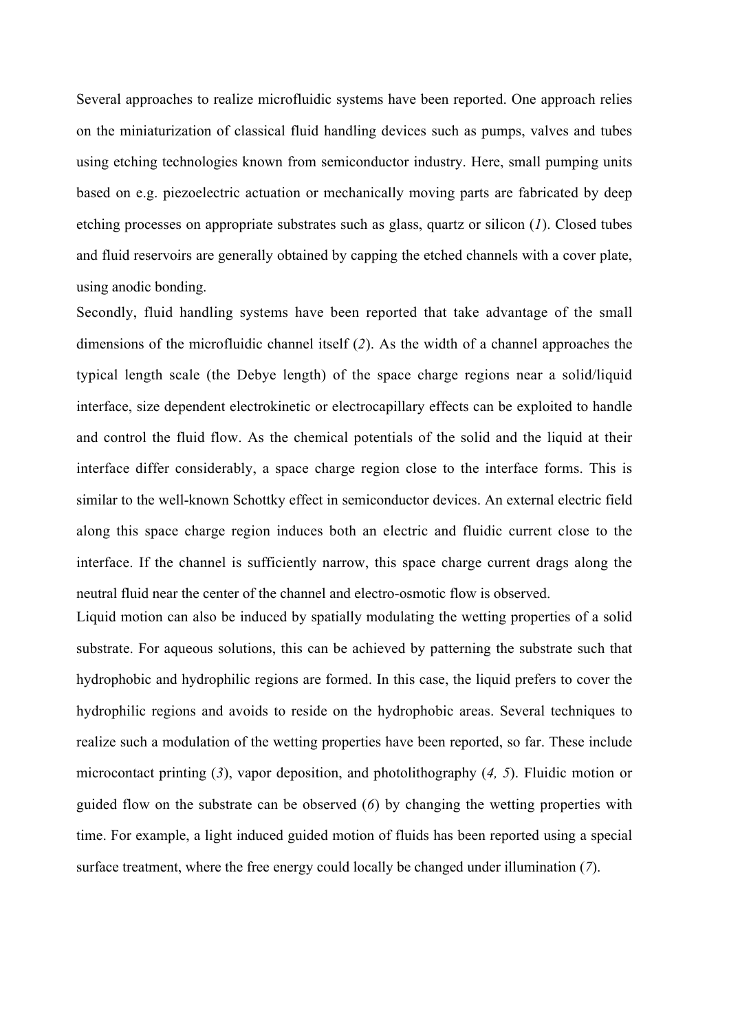Several approaches to realize microfluidic systems have been reported. One approach relies on the miniaturization of classical fluid handling devices such as pumps, valves and tubes using etching technologies known from semiconductor industry. Here, small pumping units based on e.g. piezoelectric actuation or mechanically moving parts are fabricated by deep etching processes on appropriate substrates such as glass, quartz or silicon (*1*). Closed tubes and fluid reservoirs are generally obtained by capping the etched channels with a cover plate, using anodic bonding.

Secondly, fluid handling systems have been reported that take advantage of the small dimensions of the microfluidic channel itself (*2*). As the width of a channel approaches the typical length scale (the Debye length) of the space charge regions near a solid/liquid interface, size dependent electrokinetic or electrocapillary effects can be exploited to handle and control the fluid flow. As the chemical potentials of the solid and the liquid at their interface differ considerably, a space charge region close to the interface forms. This is similar to the well-known Schottky effect in semiconductor devices. An external electric field along this space charge region induces both an electric and fluidic current close to the interface. If the channel is sufficiently narrow, this space charge current drags along the neutral fluid near the center of the channel and electro-osmotic flow is observed.

Liquid motion can also be induced by spatially modulating the wetting properties of a solid substrate. For aqueous solutions, this can be achieved by patterning the substrate such that hydrophobic and hydrophilic regions are formed. In this case, the liquid prefers to cover the hydrophilic regions and avoids to reside on the hydrophobic areas. Several techniques to realize such a modulation of the wetting properties have been reported, so far. These include microcontact printing (*3*), vapor deposition, and photolithography (*4, 5*). Fluidic motion or guided flow on the substrate can be observed (*6*) by changing the wetting properties with time. For example, a light induced guided motion of fluids has been reported using a special surface treatment, where the free energy could locally be changed under illumination (*7*).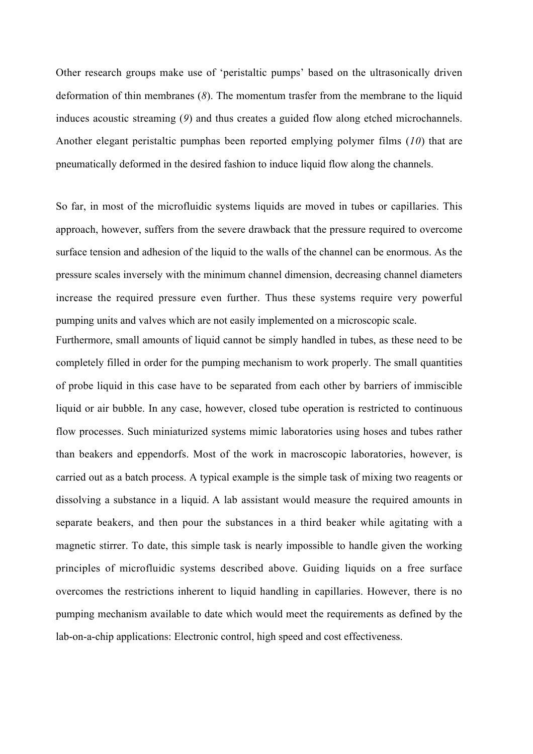Other research groups make use of 'peristaltic pumps' based on the ultrasonically driven deformation of thin membranes (*8*). The momentum trasfer from the membrane to the liquid induces acoustic streaming (*9*) and thus creates a guided flow along etched microchannels. Another elegant peristaltic pumphas been reported emplying polymer films (*10*) that are pneumatically deformed in the desired fashion to induce liquid flow along the channels.

So far, in most of the microfluidic systems liquids are moved in tubes or capillaries. This approach, however, suffers from the severe drawback that the pressure required to overcome surface tension and adhesion of the liquid to the walls of the channel can be enormous. As the pressure scales inversely with the minimum channel dimension, decreasing channel diameters increase the required pressure even further. Thus these systems require very powerful pumping units and valves which are not easily implemented on a microscopic scale. Furthermore, small amounts of liquid cannot be simply handled in tubes, as these need to be completely filled in order for the pumping mechanism to work properly. The small quantities of probe liquid in this case have to be separated from each other by barriers of immiscible liquid or air bubble. In any case, however, closed tube operation is restricted to continuous flow processes. Such miniaturized systems mimic laboratories using hoses and tubes rather than beakers and eppendorfs. Most of the work in macroscopic laboratories, however, is carried out as a batch process. A typical example is the simple task of mixing two reagents or dissolving a substance in a liquid. A lab assistant would measure the required amounts in separate beakers, and then pour the substances in a third beaker while agitating with a magnetic stirrer. To date, this simple task is nearly impossible to handle given the working principles of microfluidic systems described above. Guiding liquids on a free surface overcomes the restrictions inherent to liquid handling in capillaries. However, there is no pumping mechanism available to date which would meet the requirements as defined by the lab-on-a-chip applications: Electronic control, high speed and cost effectiveness.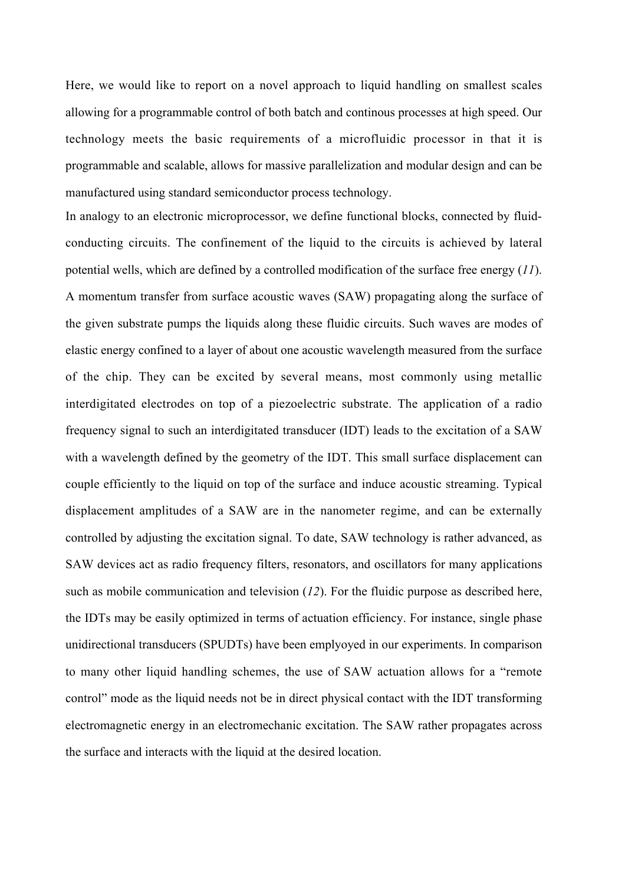Here, we would like to report on a novel approach to liquid handling on smallest scales allowing for a programmable control of both batch and continous processes at high speed. Our technology meets the basic requirements of a microfluidic processor in that it is programmable and scalable, allows for massive parallelization and modular design and can be manufactured using standard semiconductor process technology.

In analogy to an electronic microprocessor, we define functional blocks, connected by fluid-conducting circuits. The confinement of the liquid to the circuits is achieved by lateral potential wells, which are defined by a controlled modification of the surface free energy (*11*). A momentum transfer from surface acoustic waves (SAW) propagating along the surface of the given substrate pumps the liquids along these fluidic circuits. Such waves are modes of elastic energy confined to a layer of about one acoustic wavelength measured from the surface of the chip. They can be excited by several means, most commonly using metallic interdigitated electrodes on top of a piezoelectric substrate. The application of a radio frequency signal to such an interdigitated transducer (IDT) leads to the excitation of a SAW with a wavelength defined by the geometry of the IDT. This small surface displacement can couple efficiently to the liquid on top of the surface and induce acoustic streaming. Typical displacement amplitudes of a SAW are in the nanometer regime, and can be externally controlled by adjusting the excitation signal. To date, SAW technology is rather advanced, as SAW devices act as radio frequency filters, resonators, and oscillators for many applications such as mobile communication and television (*12*). For the fluidic purpose as described here, the IDTs may be easily optimized in terms of actuation efficiency. For instance, single phase unidirectional transducers (SPUDTs) have been emplyoyed in our experiments. In comparison to many other liquid handling schemes, the use of SAW actuation allows for a "remote control" mode as the liquid needs not be in direct physical contact with the IDT transforming electromagnetic energy in an electromechanic excitation. The SAW rather propagates across the surface and interacts with the liquid at the desired location.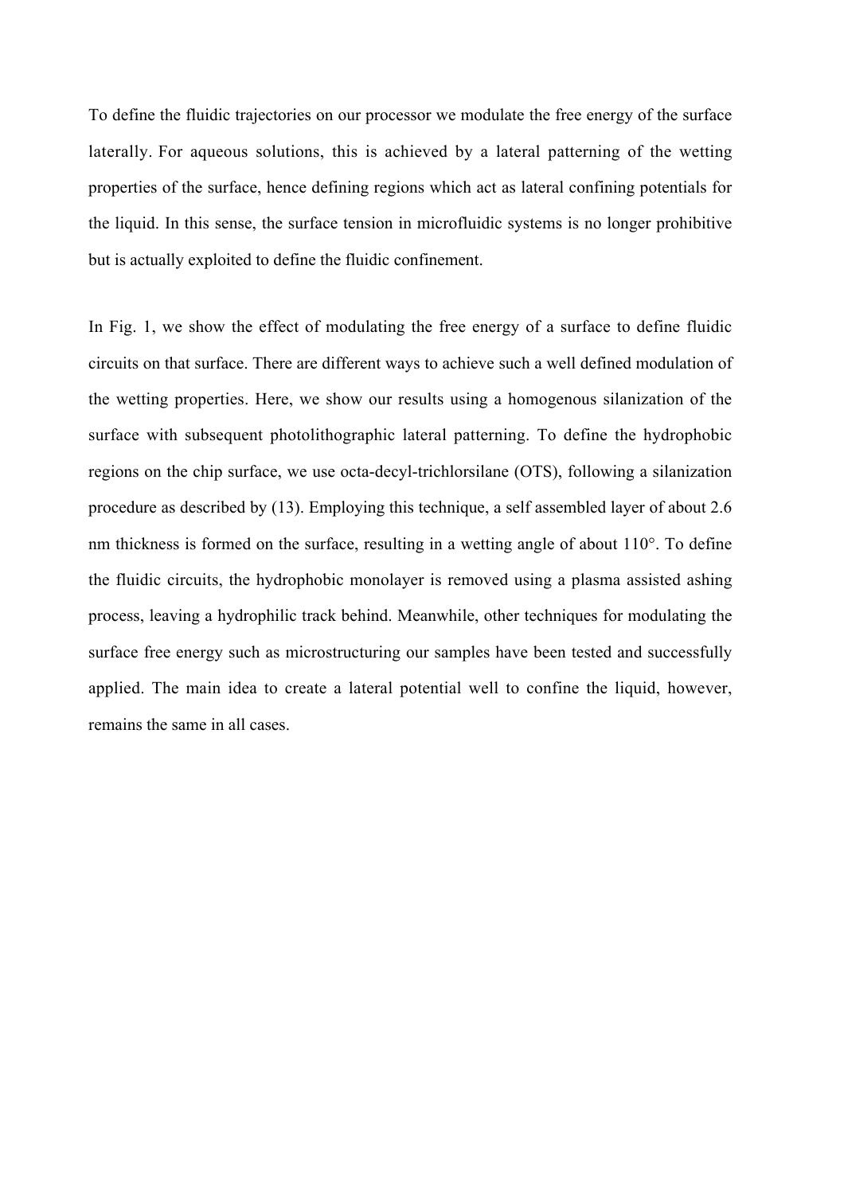To define the fluidic trajectories on our processor we modulate the free energy of the surface laterally. For aqueous solutions, this is achieved by a lateral patterning of the wetting properties of the surface, hence defining regions which act as lateral confining potentials for the liquid. In this sense, the surface tension in microfluidic systems is no longer prohibitive but is actually exploited to define the fluidic confinement.

In Fig. 1, we show the effect of modulating the free energy of a surface to define fluidic circuits on that surface. There are different ways to achieve such a well defined modulation of the wetting properties. Here, we show our results using a homogenous silanization of the surface with subsequent photolithographic lateral patterning. To define the hydrophobic regions on the chip surface, we use octa-decyl-trichlorsilane (OTS), following a silanization procedure as described by (13). Employing this technique, a self assembled layer of about 2.6 nm thickness is formed on the surface, resulting in a wetting angle of about 110°. To define the fluidic circuits, the hydrophobic monolayer is removed using a plasma assisted ashing process, leaving a hydrophilic track behind. Meanwhile, other techniques for modulating the surface free energy such as microstructuring our samples have been tested and successfully applied. The main idea to create a lateral potential well to confine the liquid, however, remains the same in all cases.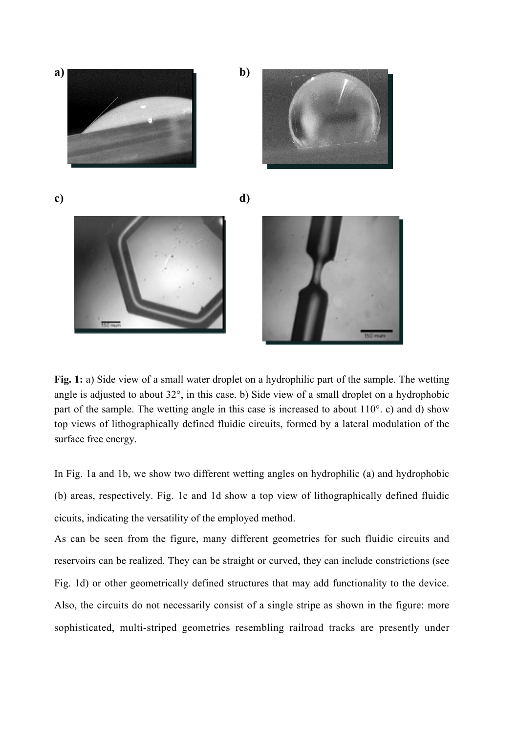**Fig. 1:** a) Side view of a small water droplet on a hydrophilic part of the sample. The wetting angle is adjusted to about 32°, in this case. b) Side view of a small droplet on a hydrophobic part of the sample. The wetting angle in this case is increased to about 110°. c) and d) show top views of lithographically defined fluidic circuits, formed by a lateral modulation of the surface free energy.

In Fig. 1a and 1b, we show two different wetting angles on hydrophilic (a) and hydrophobic (b) areas, respectively. Fig. 1c and 1d show a top view of lithographically defined fluidic cicuits, indicating the versatility of the employed method.

As can be seen from the figure, many different geometries for such fluidic circuits and reservoirs can be realized. They can be straight or curved, they can include constrictions (see Fig. 1d) or other geometrically defined structures that may add functionality to the device. Also, the circuits do not necessarily consist of a single stripe as shown in the figure: more sophisticated, multi-striped geometries resembling railroad tracks are presently under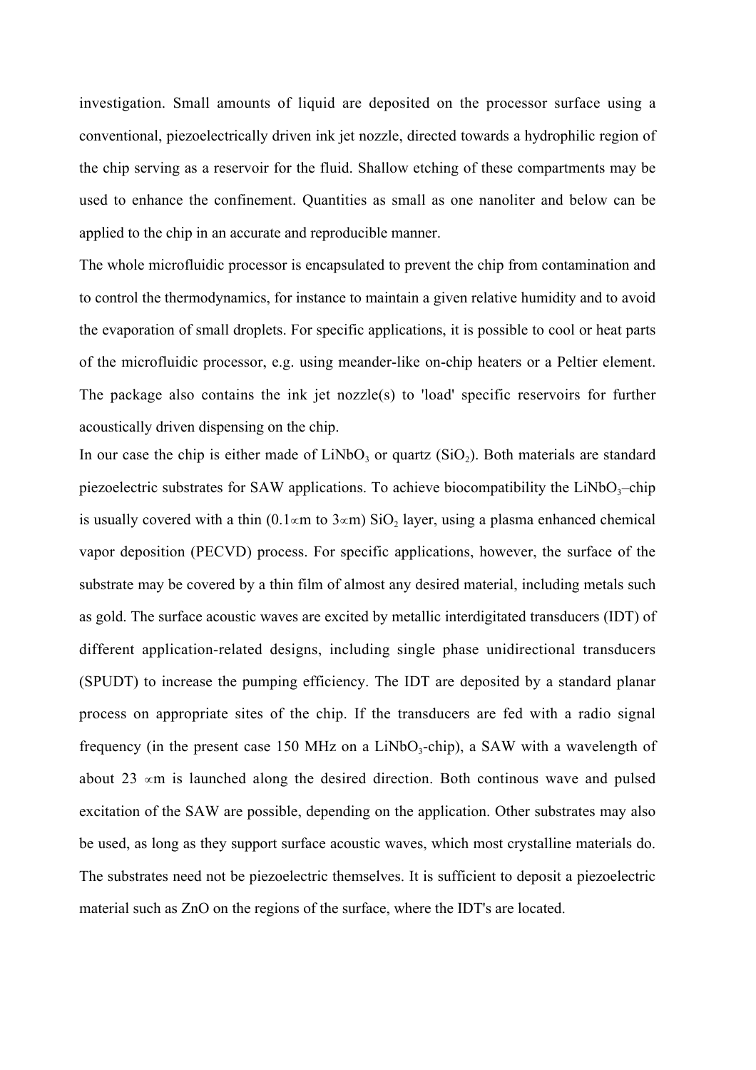investigation. Small amounts of liquid are deposited on the processor surface using a conventional, piezoelectrically driven ink jet nozzle, directed towards a hydrophilic region of the chip serving as a reservoir for the fluid. Shallow etching of these compartments may be used to enhance the confinement. Quantities as small as one nanoliter and below can be applied to the chip in an accurate and reproducible manner.

The whole microfluidic processor is encapsulated to prevent the chip from contamination and to control the thermodynamics, for instance to maintain a given relative humidity and to avoid the evaporation of small droplets. For specific applications, it is possible to cool or heat parts of the microfluidic processor, e.g. using meander-like on-chip heaters or a Peltier element. The package also contains the ink jet nozzle(s) to 'load' specific reservoirs for further acoustically driven dispensing on the chip.

In our case the chip is either made of $LiNbO_3$ or quartz ($SiO_2$). Both materials are standard piezoelectric substrates for SAW applications. To achieve biocompatibility the $LiNbO_3$–chip is usually covered with a thin (0.1∝m to 3∝m) $SiO_2$ layer, using a plasma enhanced chemical vapor deposition (PECVD) process. For specific applications, however, the surface of the substrate may be covered by a thin film of almost any desired material, including metals such as gold. The surface acoustic waves are excited by metallic interdigitated transducers (IDT) of different application-related designs, including single phase unidirectional transducers (SPUDT) to increase the pumping efficiency. The IDT are deposited by a standard planar process on appropriate sites of the chip. If the transducers are fed with a radio signal frequency (in the present case 150 MHz on a $LiNbO_3$-chip), a SAW with a wavelength of about 23 ∝m is launched along the desired direction. Both continous wave and pulsed excitation of the SAW are possible, depending on the application. Other substrates may also be used, as long as they support surface acoustic waves, which most crystalline materials do. The substrates need not be piezoelectric themselves. It is sufficient to deposit a piezoelectric material such as ZnO on the regions of the surface, where the IDT's are located.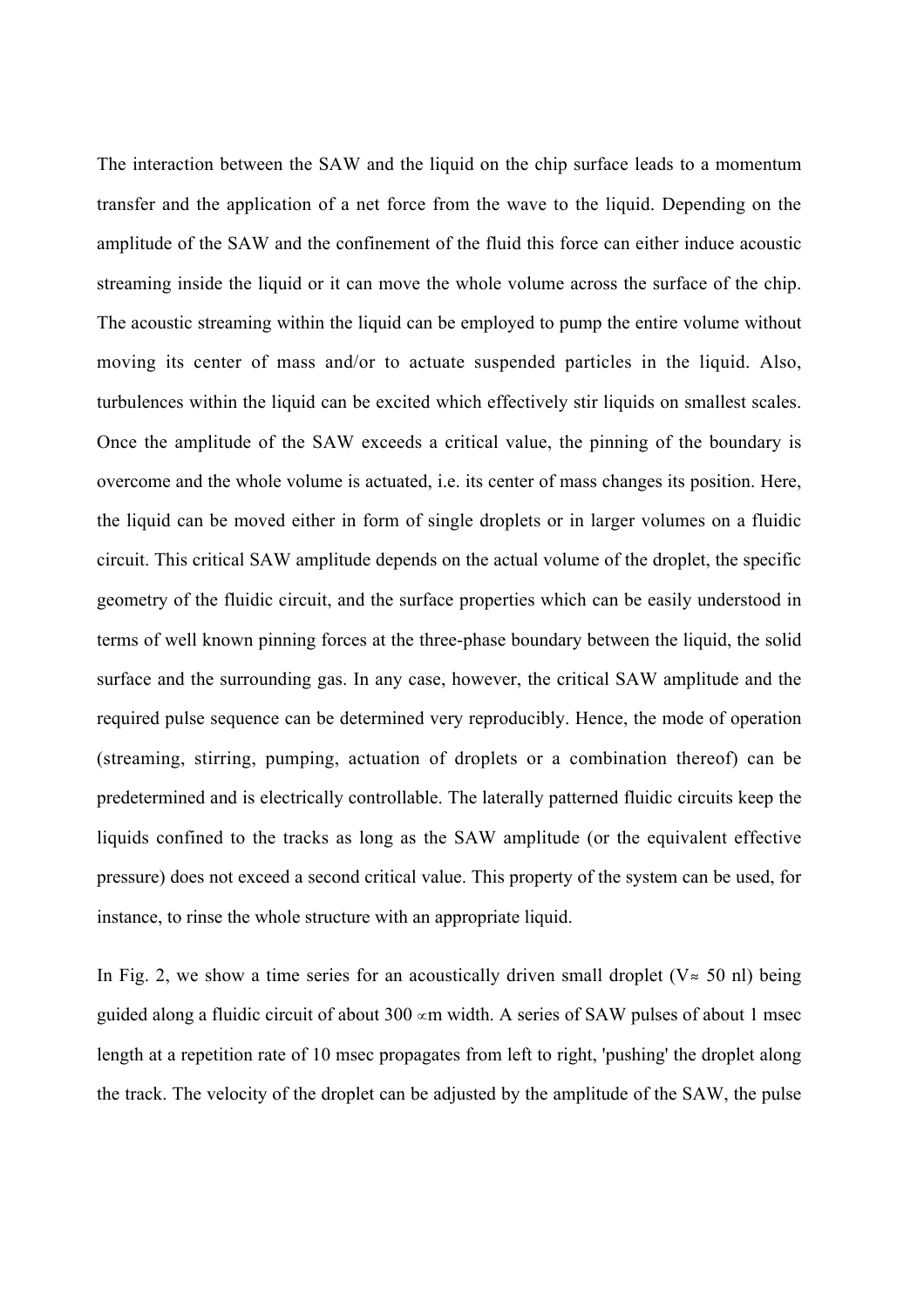The interaction between the SAW and the liquid on the chip surface leads to a momentum transfer and the application of a net force from the wave to the liquid. Depending on the amplitude of the SAW and the confinement of the fluid this force can either induce acoustic streaming inside the liquid or it can move the whole volume across the surface of the chip. The acoustic streaming within the liquid can be employed to pump the entire volume without moving its center of mass and/or to actuate suspended particles in the liquid. Also, turbulences within the liquid can be excited which effectively stir liquids on smallest scales. Once the amplitude of the SAW exceeds a critical value, the pinning of the boundary is overcome and the whole volume is actuated, i.e. its center of mass changes its position. Here, the liquid can be moved either in form of single droplets or in larger volumes on a fluidic circuit. This critical SAW amplitude depends on the actual volume of the droplet, the specific geometry of the fluidic circuit, and the surface properties which can be easily understood in terms of well known pinning forces at the three-phase boundary between the liquid, the solid surface and the surrounding gas. In any case, however, the critical SAW amplitude and the required pulse sequence can be determined very reproducibly. Hence, the mode of operation (streaming, stirring, pumping, actuation of droplets or a combination thereof) can be predetermined and is electrically controllable. The laterally patterned fluidic circuits keep the liquids confined to the tracks as long as the SAW amplitude (or the equivalent effective pressure) does not exceed a second critical value. This property of the system can be used, for instance, to rinse the whole structure with an appropriate liquid.

In Fig. 2, we show a time series for an acoustically driven small droplet ($V \approx 50$ nl) being guided along a fluidic circuit of about 300 $\propto$m width. A series of SAW pulses of about 1 msec length at a repetition rate of 10 msec propagates from left to right, 'pushing' the droplet along the track. The velocity of the droplet can be adjusted by the amplitude of the SAW, the pulse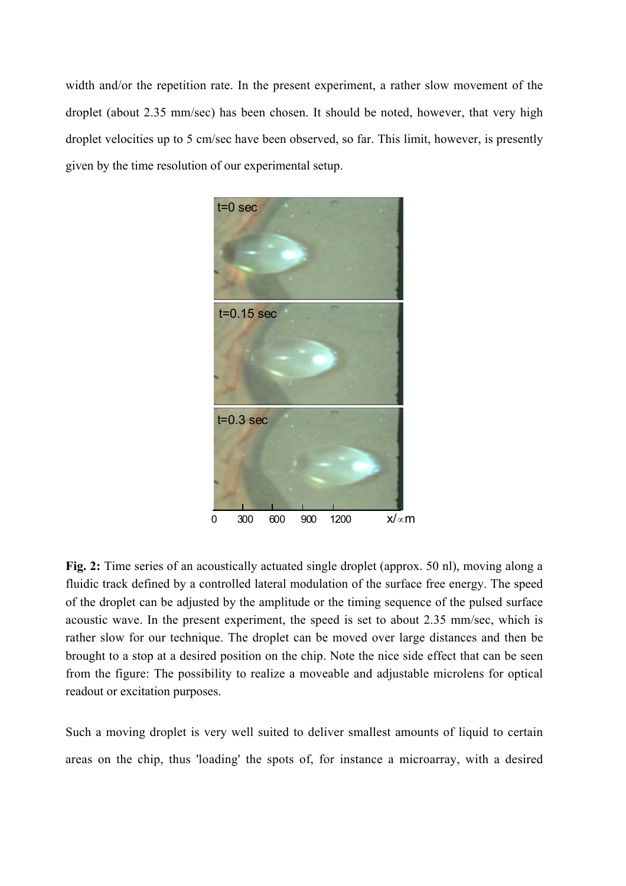width and/or the repetition rate. In the present experiment, a rather slow movement of the droplet (about 2.35 mm/sec) has been chosen. It should be noted, however, that very high droplet velocities up to 5 cm/sec have been observed, so far. This limit, however, is presently given by the time resolution of our experimental setup.

**Fig. 2:** Time series of an acoustically actuated single droplet (approx. 50 nl), moving along a fluidic track defined by a controlled lateral modulation of the surface free energy. The speed of the droplet can be adjusted by the amplitude or the timing sequence of the pulsed surface acoustic wave. In the present experiment, the speed is set to about 2.35 mm/sec, which is rather slow for our technique. The droplet can be moved over large distances and then be brought to a stop at a desired position on the chip. Note the nice side effect that can be seen from the figure: The possibility to realize a moveable and adjustable microlens for optical readout or excitation purposes.

Such a moving droplet is very well suited to deliver smallest amounts of liquid to certain areas on the chip, thus 'loading' the spots of, for instance a microarray, with a desired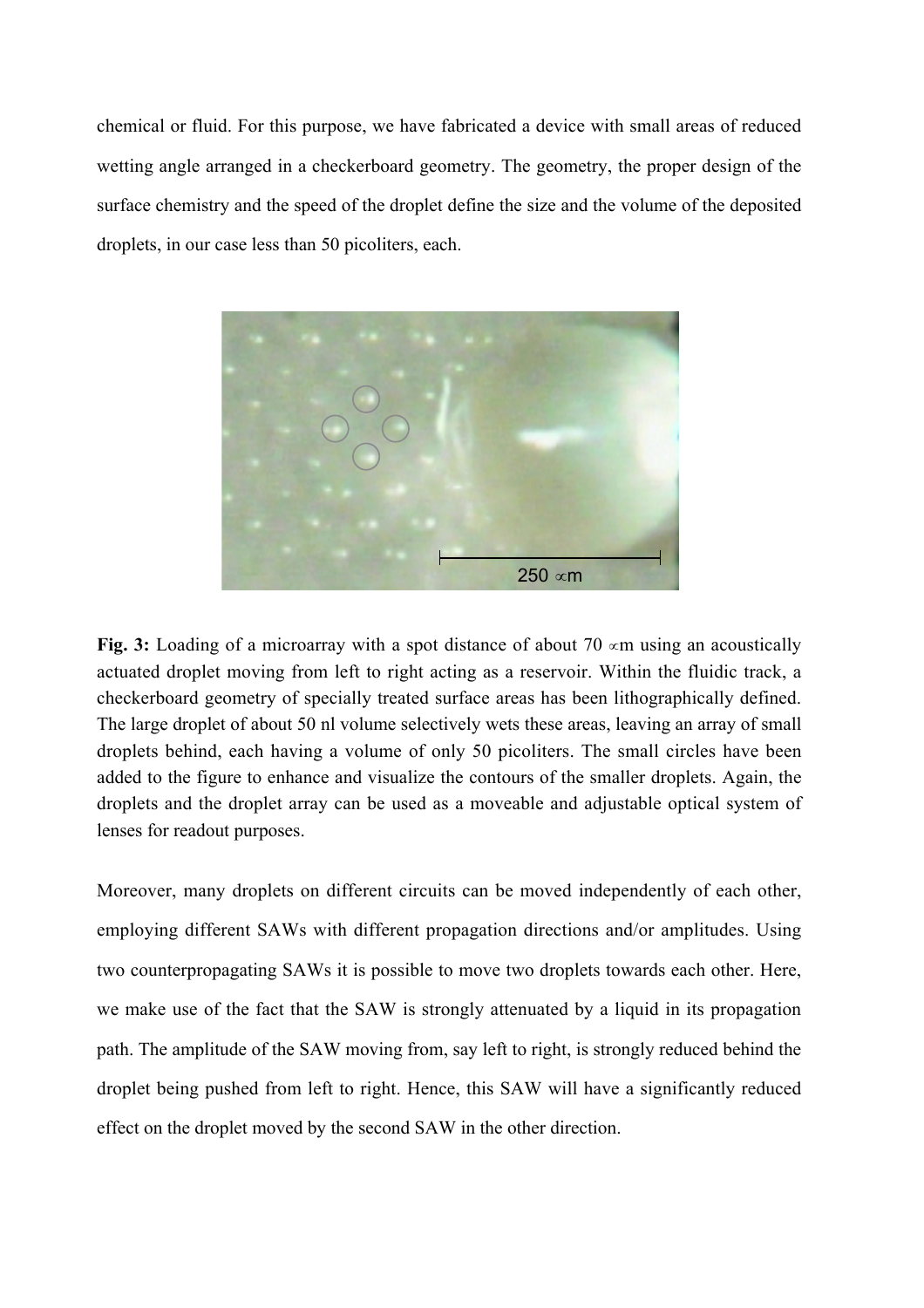chemical or fluid. For this purpose, we have fabricated a device with small areas of reduced wetting angle arranged in a checkerboard geometry. The geometry, the proper design of the surface chemistry and the speed of the droplet define the size and the volume of the deposited droplets, in our case less than 50 picoliters, each.

**Fig. 3:** Loading of a microarray with a spot distance of about 70 ∝m using an acoustically actuated droplet moving from left to right acting as a reservoir. Within the fluidic track, a checkerboard geometry of specially treated surface areas has been lithographically defined. The large droplet of about 50 nl volume selectively wets these areas, leaving an array of small droplets behind, each having a volume of only 50 picoliters. The small circles have been added to the figure to enhance and visualize the contours of the smaller droplets. Again, the droplets and the droplet array can be used as a moveable and adjustable optical system of lenses for readout purposes.

Moreover, many droplets on different circuits can be moved independently of each other, employing different SAWs with different propagation directions and/or amplitudes. Using two counterpropagating SAWs it is possible to move two droplets towards each other. Here, we make use of the fact that the SAW is strongly attenuated by a liquid in its propagation path. The amplitude of the SAW moving from, say left to right, is strongly reduced behind the droplet being pushed from left to right. Hence, this SAW will have a significantly reduced effect on the droplet moved by the second SAW in the other direction.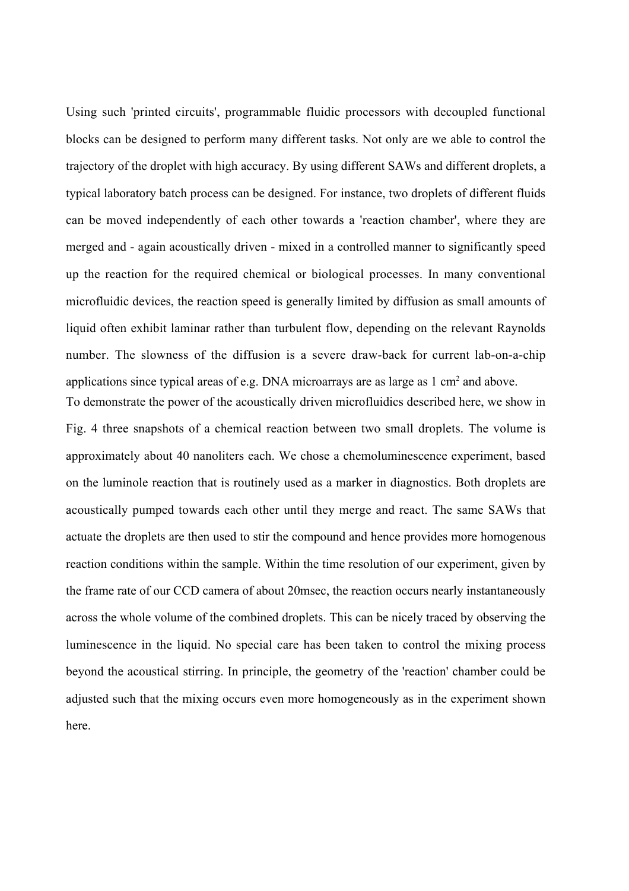Using such 'printed circuits', programmable fluidic processors with decoupled functional blocks can be designed to perform many different tasks. Not only are we able to control the trajectory of the droplet with high accuracy. By using different SAWs and different droplets, a typical laboratory batch process can be designed. For instance, two droplets of different fluids can be moved independently of each other towards a 'reaction chamber', where they are merged and - again acoustically driven - mixed in a controlled manner to significantly speed up the reaction for the required chemical or biological processes. In many conventional microfluidic devices, the reaction speed is generally limited by diffusion as small amounts of liquid often exhibit laminar rather than turbulent flow, depending on the relevant Raynolds number. The slowness of the diffusion is a severe draw-back for current lab-on-a-chip applications since typical areas of e.g. DNA microarrays are as large as 1 cm$^2$ and above.

To demonstrate the power of the acoustically driven microfluidics described here, we show in Fig. 4 three snapshots of a chemical reaction between two small droplets. The volume is approximately about 40 nanoliters each. We chose a chemoluminescence experiment, based on the luminole reaction that is routinely used as a marker in diagnostics. Both droplets are acoustically pumped towards each other until they merge and react. The same SAWs that actuate the droplets are then used to stir the compound and hence provides more homogenous reaction conditions within the sample. Within the time resolution of our experiment, given by the frame rate of our CCD camera of about 20msec, the reaction occurs nearly instantaneously across the whole volume of the combined droplets. This can be nicely traced by observing the luminescence in the liquid. No special care has been taken to control the mixing process beyond the acoustical stirring. In principle, the geometry of the 'reaction' chamber could be adjusted such that the mixing occurs even more homogeneously as in the experiment shown here.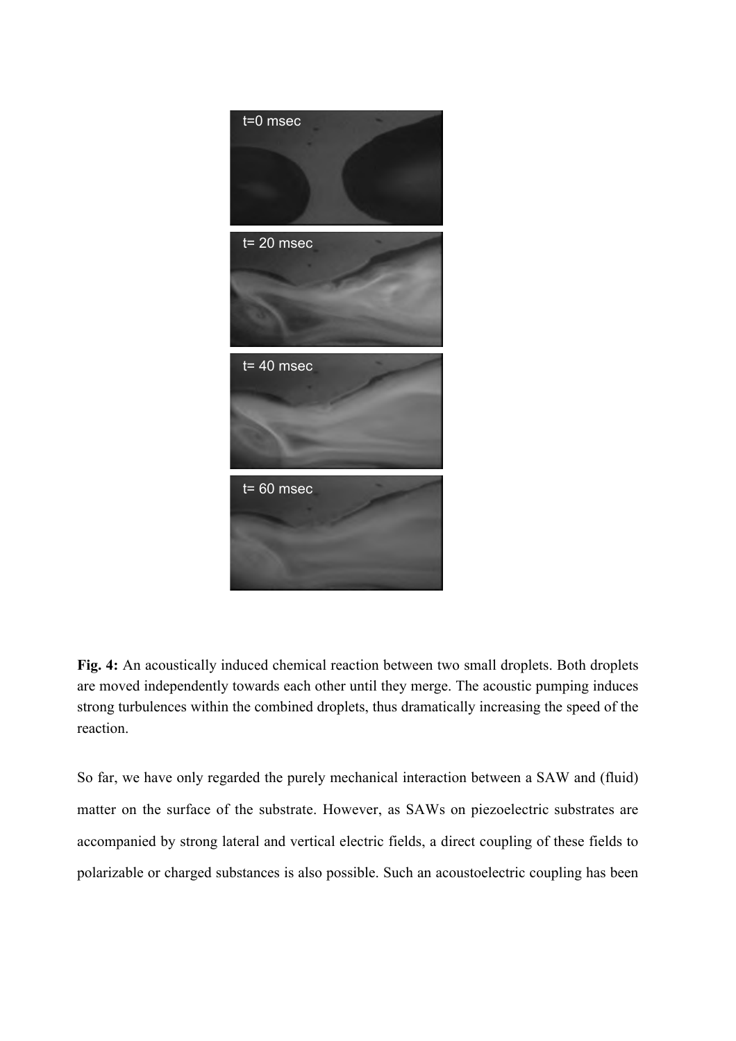**Fig. 4:** An acoustically induced chemical reaction between two small droplets. Both droplets are moved independently towards each other until they merge. The acoustic pumping induces strong turbulences within the combined droplets, thus dramatically increasing the speed of the reaction.

So far, we have only regarded the purely mechanical interaction between a SAW and (fluid) matter on the surface of the substrate. However, as SAWs on piezoelectric substrates are accompanied by strong lateral and vertical electric fields, a direct coupling of these fields to polarizable or charged substances is also possible. Such an acoustoelectric coupling has been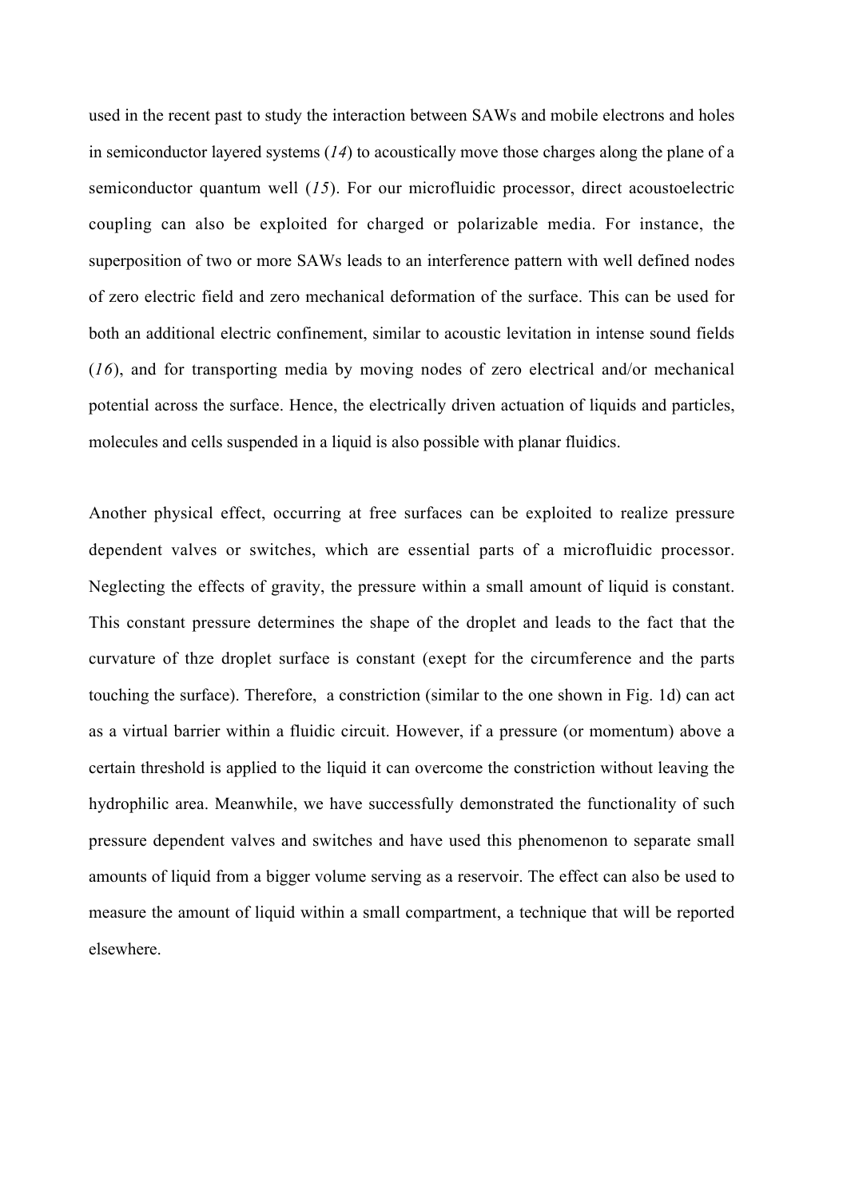used in the recent past to study the interaction between SAWs and mobile electrons and holes in semiconductor layered systems (*14*) to acoustically move those charges along the plane of a semiconductor quantum well (*15*). For our microfluidic processor, direct acoustoelectric coupling can also be exploited for charged or polarizable media. For instance, the superposition of two or more SAWs leads to an interference pattern with well defined nodes of zero electric field and zero mechanical deformation of the surface. This can be used for both an additional electric confinement, similar to acoustic levitation in intense sound fields (*16*), and for transporting media by moving nodes of zero electrical and/or mechanical potential across the surface. Hence, the electrically driven actuation of liquids and particles, molecules and cells suspended in a liquid is also possible with planar fluidics.

Another physical effect, occurring at free surfaces can be exploited to realize pressure dependent valves or switches, which are essential parts of a microfluidic processor. Neglecting the effects of gravity, the pressure within a small amount of liquid is constant. This constant pressure determines the shape of the droplet and leads to the fact that the curvature of thze droplet surface is constant (exept for the circumference and the parts touching the surface). Therefore, a constriction (similar to the one shown in Fig. 1d) can act as a virtual barrier within a fluidic circuit. However, if a pressure (or momentum) above a certain threshold is applied to the liquid it can overcome the constriction without leaving the hydrophilic area. Meanwhile, we have successfully demonstrated the functionality of such pressure dependent valves and switches and have used this phenomenon to separate small amounts of liquid from a bigger volume serving as a reservoir. The effect can also be used to measure the amount of liquid within a small compartment, a technique that will be reported elsewhere.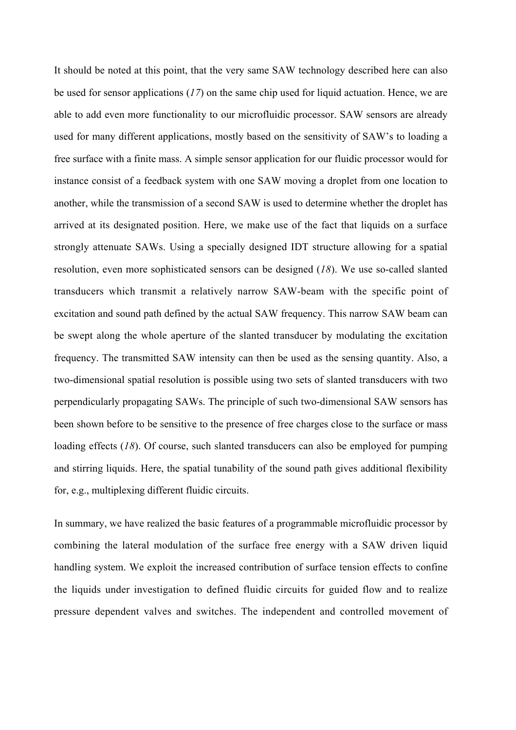It should be noted at this point, that the very same SAW technology described here can also be used for sensor applications (*17*) on the same chip used for liquid actuation. Hence, we are able to add even more functionality to our microfluidic processor. SAW sensors are already used for many different applications, mostly based on the sensitivity of SAW's to loading a free surface with a finite mass. A simple sensor application for our fluidic processor would for instance consist of a feedback system with one SAW moving a droplet from one location to another, while the transmission of a second SAW is used to determine whether the droplet has arrived at its designated position. Here, we make use of the fact that liquids on a surface strongly attenuate SAWs. Using a specially designed IDT structure allowing for a spatial resolution, even more sophisticated sensors can be designed (*18*). We use so-called slanted transducers which transmit a relatively narrow SAW-beam with the specific point of excitation and sound path defined by the actual SAW frequency. This narrow SAW beam can be swept along the whole aperture of the slanted transducer by modulating the excitation frequency. The transmitted SAW intensity can then be used as the sensing quantity. Also, a two-dimensional spatial resolution is possible using two sets of slanted transducers with two perpendicularly propagating SAWs. The principle of such two-dimensional SAW sensors has been shown before to be sensitive to the presence of free charges close to the surface or mass loading effects (*18*). Of course, such slanted transducers can also be employed for pumping and stirring liquids. Here, the spatial tunability of the sound path gives additional flexibility for, e.g., multiplexing different fluidic circuits.

In summary, we have realized the basic features of a programmable microfluidic processor by combining the lateral modulation of the surface free energy with a SAW driven liquid handling system. We exploit the increased contribution of surface tension effects to confine the liquids under investigation to defined fluidic circuits for guided flow and to realize pressure dependent valves and switches. The independent and controlled movement of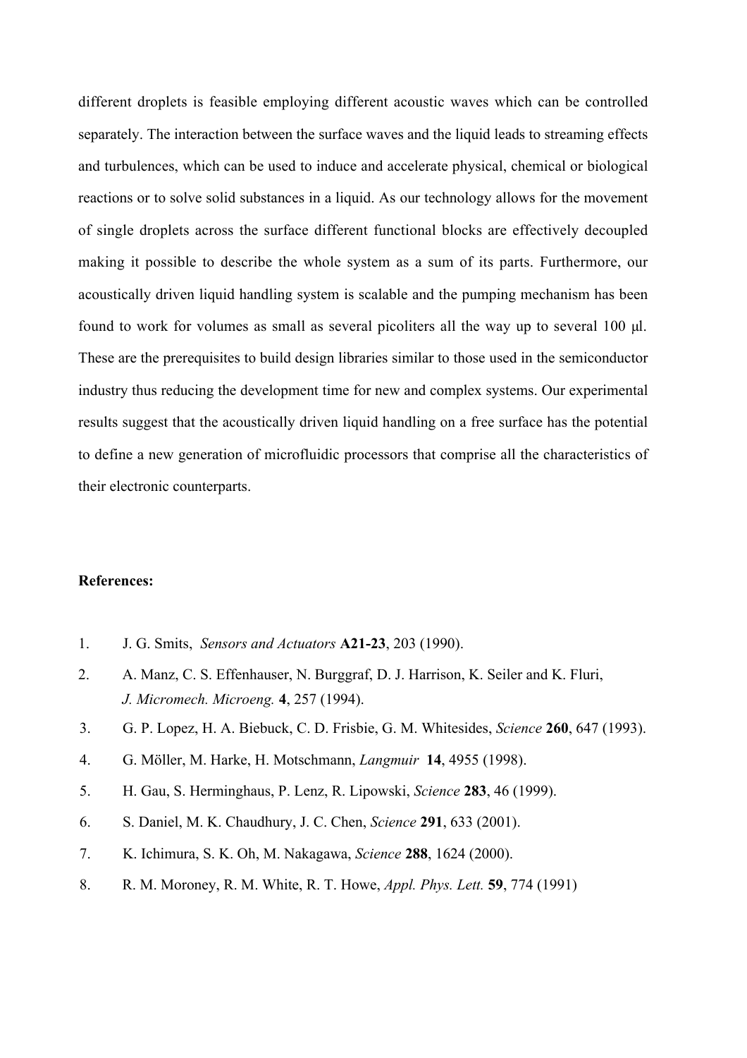different droplets is feasible employing different acoustic waves which can be controlled separately. The interaction between the surface waves and the liquid leads to streaming effects and turbulences, which can be used to induce and accelerate physical, chemical or biological reactions or to solve solid substances in a liquid. As our technology allows for the movement of single droplets across the surface different functional blocks are effectively decoupled making it possible to describe the whole system as a sum of its parts. Furthermore, our acoustically driven liquid handling system is scalable and the pumping mechanism has been found to work for volumes as small as several picoliters all the way up to several 100 µl. These are the prerequisites to build design libraries similar to those used in the semiconductor industry thus reducing the development time for new and complex systems. Our experimental results suggest that the acoustically driven liquid handling on a free surface has the potential to define a new generation of microfluidic processors that comprise all the characteristics of their electronic counterparts.

**References:**

1. J. G. Smits, *Sensors and Actuators* **A21-23**, 203 (1990).
2. A. Manz, C. S. Effenhauser, N. Burggraf, D. J. Harrison, K. Seiler and K. Fluri, *J. Micromech. Microeng.* **4**, 257 (1994).
3. G. P. Lopez, H. A. Biebuck, C. D. Frisbie, G. M. Whitesides, *Science* **260**, 647 (1993).
4. G. Möller, M. Harke, H. Motschmann, *Langmuir* **14**, 4955 (1998).
5. H. Gau, S. Herminghaus, P. Lenz, R. Lipowski, *Science* **283**, 46 (1999).
6. S. Daniel, M. K. Chaudhury, J. C. Chen, *Science* **291**, 633 (2001).
7. K. Ichimura, S. K. Oh, M. Nakagawa, *Science* **288**, 1624 (2000).
8. R. M. Moroney, R. M. White, R. T. Howe, *Appl. Phys. Lett.* **59**, 774 (1991)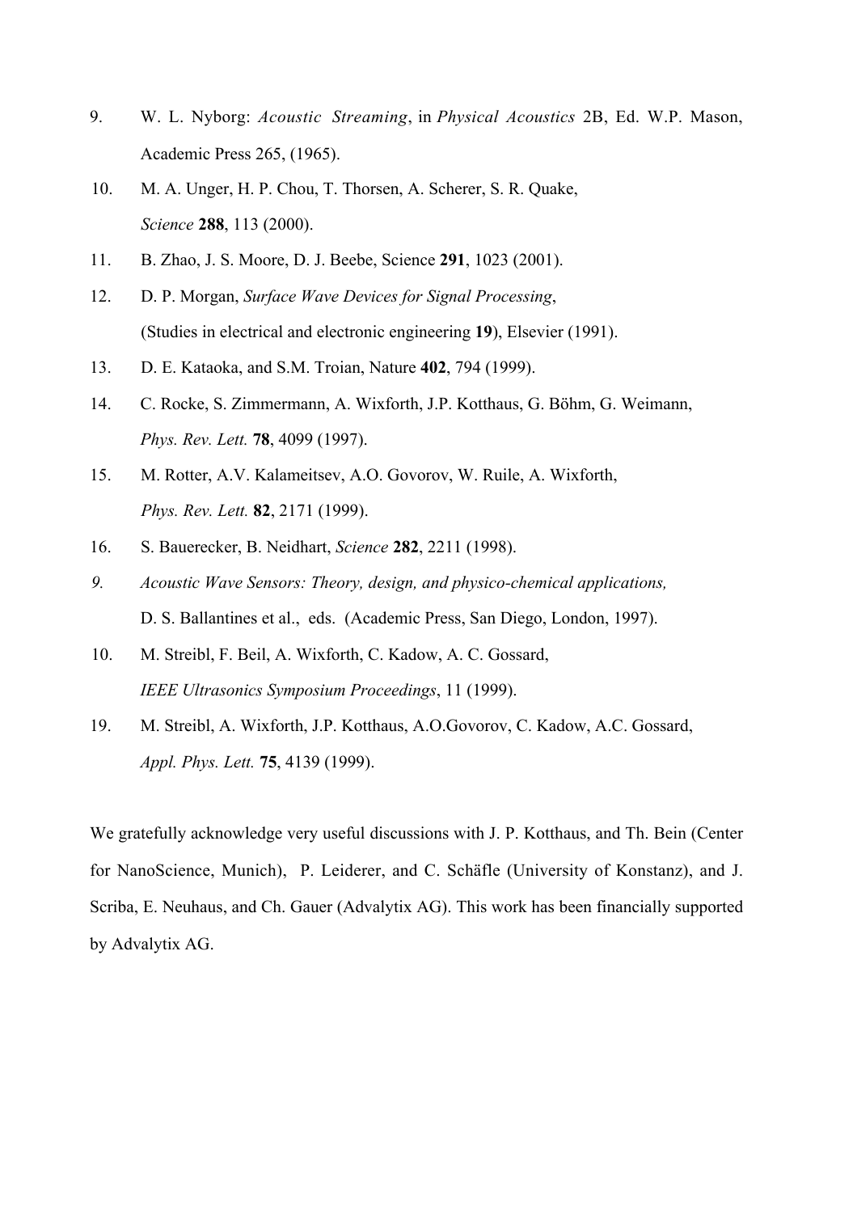9. W. L. Nyborg: *Acoustic Streaming*, in *Physical Acoustics* 2B, Ed. W.P. Mason, Academic Press 265, (1965).

10. M. A. Unger, H. P. Chou, T. Thorsen, A. Scherer, S. R. Quake, *Science* **288**, 113 (2000).

11. B. Zhao, J. S. Moore, D. J. Beebe, Science **291**, 1023 (2001).

12. D. P. Morgan, *Surface Wave Devices for Signal Processing*, (Studies in electrical and electronic engineering **19**), Elsevier (1991).

13. D. E. Kataoka, and S.M. Troian, Nature **402**, 794 (1999).

14. C. Rocke, S. Zimmermann, A. Wixforth, J.P. Kotthaus, G. Böhm, G. Weimann, *Phys. Rev. Lett.* **78**, 4099 (1997).

15. M. Rotter, A.V. Kalameitsev, A.O. Govorov, W. Ruile, A. Wixforth, *Phys. Rev. Lett.* **82**, 2171 (1999).

16. S. Bauerecker, B. Neidhart, *Science* **282**, 2211 (1998).

*9.* *Acoustic Wave Sensors: Theory, design, and physico-chemical applications,* D. S. Ballantines et al., eds. (Academic Press, San Diego, London, 1997).

10. M. Streibl, F. Beil, A. Wixforth, C. Kadow, A. C. Gossard, *IEEE Ultrasonics Symposium Proceedings*, 11 (1999).

19. M. Streibl, A. Wixforth, J.P. Kotthaus, A.O.Govorov, C. Kadow, A.C. Gossard, *Appl. Phys. Lett.* **75**, 4139 (1999).

We gratefully acknowledge very useful discussions with J. P. Kotthaus, and Th. Bein (Center for NanoScience, Munich), P. Leiderer, and C. Schäfle (University of Konstanz), and J. Scriba, E. Neuhaus, and Ch. Gauer (Advalytix AG). This work has been financially supported by Advalytix AG.